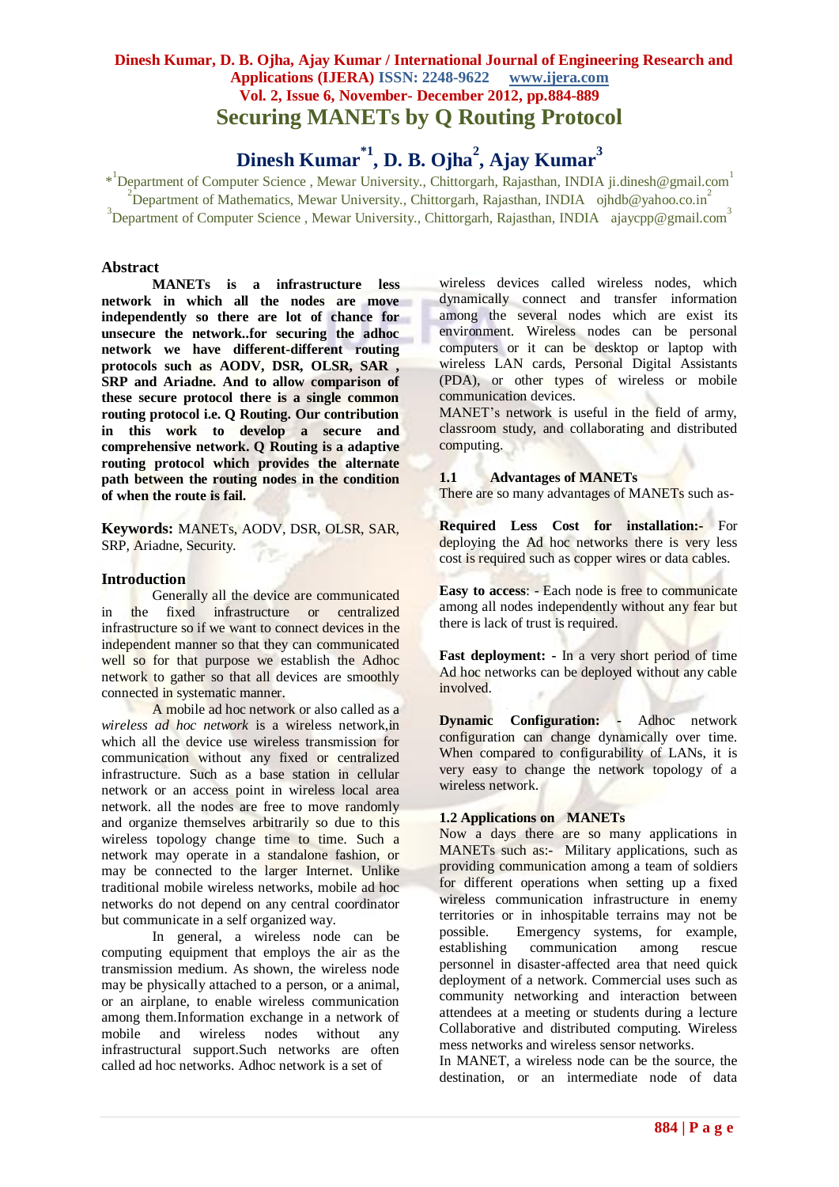# Securing MANETs by Q Routing Protocol

## Dinesh Kumar[*1], D. B. Ojha[2], Ajay Kumar[3]

*[1]Department of Computer Science , Mewar University., Chittorgarh, Rajasthan, INDIA ji.dinesh@gmail.com[1]
[2]Department of Mathematics, Mewar University., Chittorgarh, Rajasthan, INDIA ojhdb@yahoo.co.in[2]
[3]Department of Computer Science , Mewar University., Chittorgarh, Rajasthan, INDIA ajaycpp@gmail.com[3]

## Abstract

**MANETs is a infrastructure less network in which all the nodes are move independently so there are lot of chance for unsecure the network..for securing the adhoc network we have different-different routing protocols such as AODV, DSR, OLSR, SAR , SRP and Ariadne. And to allow comparison of these secure protocol there is a single common routing protocol i.e. Q Routing. Our contribution in this work to develop a secure and comprehensive network. Q Routing is a adaptive routing protocol which provides the alternate path between the routing nodes in the condition of when the route is fail.**

**Keywords:** MANETs, AODV, DSR, OLSR, SAR, SRP, Ariadne, Security.

## Introduction

Generally all the device are communicated in the fixed infrastructure or centralized infrastructure so if we want to connect devices in the independent manner so that they can communicated well so for that purpose we establish the Adhoc network to gather so that all devices are smoothly connected in systematic manner.

A mobile ad hoc network or also called as a *wireless ad hoc network* is a wireless network,in which all the device use wireless transmission for communication without any fixed or centralized infrastructure. Such as a base station in cellular network or an access point in wireless local area network. all the nodes are free to move randomly and organize themselves arbitrarily so due to this wireless topology change time to time. Such a network may operate in a standalone fashion, or may be connected to the larger Internet. Unlike traditional mobile wireless networks, mobile ad hoc networks do not depend on any central coordinator but communicate in a self organized way.

In general, a wireless node can be computing equipment that employs the air as the transmission medium. As shown, the wireless node may be physically attached to a person, or a animal, or an airplane, to enable wireless communication among them.Information exchange in a network of mobile and wireless nodes without any infrastructural support.Such networks are often called as ad hoc networks. Adhoc network is a set of wireless devices called wireless nodes, which dynamically connect and transfer information among the several nodes which are exist its environment. Wireless nodes can be personal computers or it can be desktop or laptop with wireless LAN cards, Personal Digital Assistants (PDA), or other types of wireless or mobile communication devices.

MANET's network is useful in the field of army, classroom study, and collaborating and distributed computing.

### 1.1 Advantages of MANETs

There are so many advantages of MANETs such as-

**Required Less Cost for installation:-** For deploying the Ad hoc networks there is very less cost is required such as copper wires or data cables.

**Easy to access**: - Each node is free to communicate among all nodes independently without any fear but there is lack of trust is required.

**Fast deployment:** - In a very short period of time Ad hoc networks can be deployed without any cable involved.

**Dynamic Configuration: -** Adhoc network configuration can change dynamically over time. When compared to configurability of LANs, it is very easy to change the network topology of a wireless network.

### 1.2 Applications on MANETs

Now a days there are so many applications in MANETs such as:- Military applications, such as providing communication among a team of soldiers for different operations when setting up a fixed wireless communication infrastructure in enemy territories or in inhospitable terrains may not be possible. Emergency systems, for example, establishing communication among rescue personnel in disaster-affected area that need quick deployment of a network. Commercial uses such as community networking and interaction between attendees at a meeting or students during a lecture Collaborative and distributed computing. Wireless mess networks and wireless sensor networks.

In MANET, a wireless node can be the source, the destination, or an intermediate node of data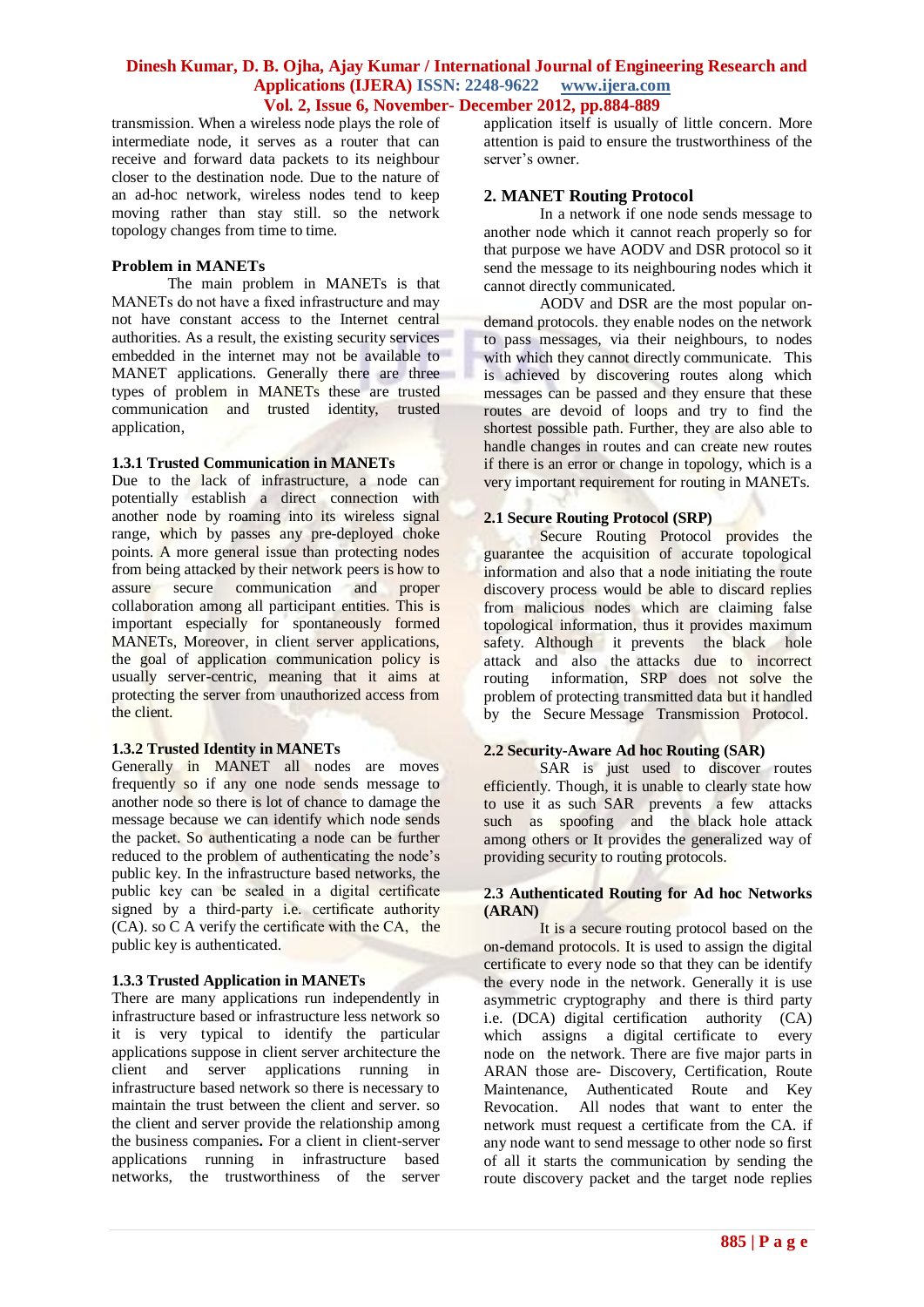transmission. When a wireless node plays the role of intermediate node, it serves as a router that can receive and forward data packets to its neighbour closer to the destination node. Due to the nature of an ad-hoc network, wireless nodes tend to keep moving rather than stay still. so the network topology changes from time to time.

### Problem in MANETs

The main problem in MANETs is that MANETs do not have a fixed infrastructure and may not have constant access to the Internet central authorities. As a result, the existing security services embedded in the internet may not be available to MANET applications. Generally there are three types of problem in MANETs these are trusted communication and trusted identity, trusted application,

### 1.3.1 Trusted Communication in MANETs

Due to the lack of infrastructure, a node can potentially establish a direct connection with another node by roaming into its wireless signal range, which by passes any pre-deployed choke points. A more general issue than protecting nodes from being attacked by their network peers is how to assure secure communication and proper collaboration among all participant entities. This is important especially for spontaneously formed MANETs, Moreover, in client server applications, the goal of application communication policy is usually server-centric, meaning that it aims at protecting the server from unauthorized access from the client.

### 1.3.2 Trusted Identity in MANETs

Generally in MANET all nodes are moves frequently so if any one node sends message to another node so there is lot of chance to damage the message because we can identify which node sends the packet. So authenticating a node can be further reduced to the problem of authenticating the node's public key. In the infrastructure based networks, the public key can be sealed in a digital certificate signed by a third-party i.e. certificate authority (CA). so C A verify the certificate with the CA, the public key is authenticated.

### 1.3.3 Trusted Application in MANETs

There are many applications run independently in infrastructure based or infrastructure less network so it is very typical to identify the particular applications suppose in client server architecture the client and server applications running in infrastructure based network so there is necessary to maintain the trust between the client and server. so the client and server provide the relationship among the business companies**.** For a client in client-server applications running in infrastructure based networks, the trustworthiness of the server application itself is usually of little concern. More attention is paid to ensure the trustworthiness of the server's owner.

## 2. MANET Routing Protocol

In a network if one node sends message to another node which it cannot reach properly so for that purpose we have AODV and DSR protocol so it send the message to its neighbouring nodes which it cannot directly communicated.

AODV and DSR are the most popular on-demand protocols. they enable nodes on the network to pass messages, via their neighbours, to nodes with which they cannot directly communicate. This is achieved by discovering routes along which messages can be passed and they ensure that these routes are devoid of loops and try to find the shortest possible path. Further, they are also able to handle changes in routes and can create new routes if there is an error or change in topology, which is a very important requirement for routing in MANETs.

### 2.1 Secure Routing Protocol (SRP)

Secure Routing Protocol provides the guarantee the acquisition of accurate topological information and also that a node initiating the route discovery process would be able to discard replies from malicious nodes which are claiming false topological information, thus it provides maximum safety. Although it prevents the black hole attack and also the attacks due to incorrect routing information, SRP does not solve the problem of protecting transmitted data but it handled by the Secure Message Transmission Protocol.

### 2.2 Security-Aware Ad hoc Routing (SAR)

SAR is just used to discover routes efficiently. Though, it is unable to clearly state how to use it as such SAR prevents a few attacks such as spoofing and the black hole attack among others or It provides the generalized way of providing security to routing protocols.

### 2.3 Authenticated Routing for Ad hoc Networks (ARAN)

It is a secure routing protocol based on the on-demand protocols. It is used to assign the digital certificate to every node so that they can be identify the every node in the network. Generally it is use asymmetric cryptography and there is third party i.e. (DCA) digital certification authority (CA) which assigns a digital certificate to every node on the network. There are five major parts in ARAN those are- Discovery, Certification, Route Maintenance, Authenticated Route and Key Revocation. All nodes that want to enter the network must request a certificate from the CA. if any node want to send message to other node so first of all it starts the communication by sending the route discovery packet and the target node replies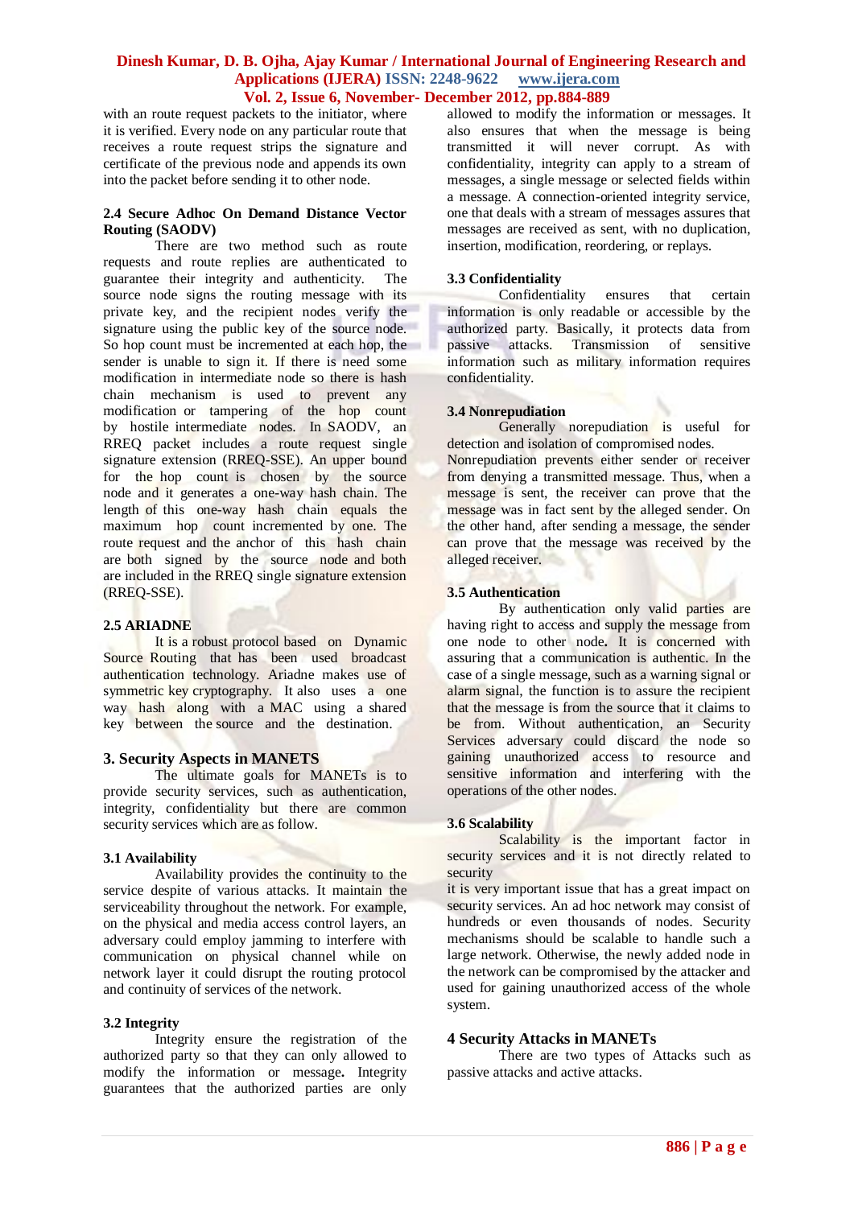with an route request packets to the initiator, where it is verified. Every node on any particular route that receives a route request strips the signature and certificate of the previous node and appends its own into the packet before sending it to other node.

### 2.4 Secure Adhoc On Demand Distance Vector Routing (SAODV)

There are two method such as route requests and route replies are authenticated to guarantee their integrity and authenticity. The source node signs the routing message with its private key, and the recipient nodes verify the signature using the public key of the source node. So hop count must be incremented at each hop, the sender is unable to sign it. If there is need some modification in intermediate node so there is hash chain mechanism is used to prevent any modification or tampering of the hop count by hostile intermediate nodes. In SAODV, an RREQ packet includes a route request single signature extension (RREQ-SSE). An upper bound for the hop count is chosen by the source node and it generates a one-way hash chain. The length of this one-way hash chain equals the maximum hop count incremented by one. The route request and the anchor of this hash chain are both signed by the source node and both are included in the RREQ single signature extension (RREQ-SSE).

### 2.5 ARIADNE

It is a robust protocol based on Dynamic Source Routing that has been used broadcast authentication technology. Ariadne makes use of symmetric key cryptography. It also uses a one way hash along with a MAC using a shared key between the source and the destination.

## 3. Security Aspects in MANETS

The ultimate goals for MANETs is to provide security services, such as authentication, integrity, confidentiality but there are common security services which are as follow.

### 3.1 Availability

Availability provides the continuity to the service despite of various attacks. It maintain the serviceability throughout the network. For example, on the physical and media access control layers, an adversary could employ jamming to interfere with communication on physical channel while on network layer it could disrupt the routing protocol and continuity of services of the network.

### 3.2 Integrity

Integrity ensure the registration of the authorized party so that they can only allowed to modify the information or message**.** Integrity guarantees that the authorized parties are only allowed to modify the information or messages. It also ensures that when the message is being transmitted it will never corrupt. As with confidentiality, integrity can apply to a stream of messages, a single message or selected fields within a message. A connection-oriented integrity service, one that deals with a stream of messages assures that messages are received as sent, with no duplication, insertion, modification, reordering, or replays.

### 3.3 Confidentiality

Confidentiality ensures that certain information is only readable or accessible by the authorized party. Basically, it protects data from passive attacks. Transmission of sensitive information such as military information requires confidentiality.

### 3.4 Nonrepudiation

Generally norepudiation is useful for detection and isolation of compromised nodes. Nonrepudiation prevents either sender or receiver from denying a transmitted message. Thus, when a message is sent, the receiver can prove that the message was in fact sent by the alleged sender. On the other hand, after sending a message, the sender can prove that the message was received by the alleged receiver.

### 3.5 Authentication

By authentication only valid parties are having right to access and supply the message from one node to other node**.** It is concerned with assuring that a communication is authentic. In the case of a single message, such as a warning signal or alarm signal, the function is to assure the recipient that the message is from the source that it claims to be from. Without authentication, an Security Services adversary could discard the node so gaining unauthorized access to resource and sensitive information and interfering with the operations of the other nodes.

### 3.6 Scalability

Scalability is the important factor in security services and it is not directly related to security

it is very important issue that has a great impact on security services. An ad hoc network may consist of hundreds or even thousands of nodes. Security mechanisms should be scalable to handle such a large network. Otherwise, the newly added node in the network can be compromised by the attacker and used for gaining unauthorized access of the whole system.

## 4 Security Attacks in MANETs

There are two types of Attacks such as passive attacks and active attacks.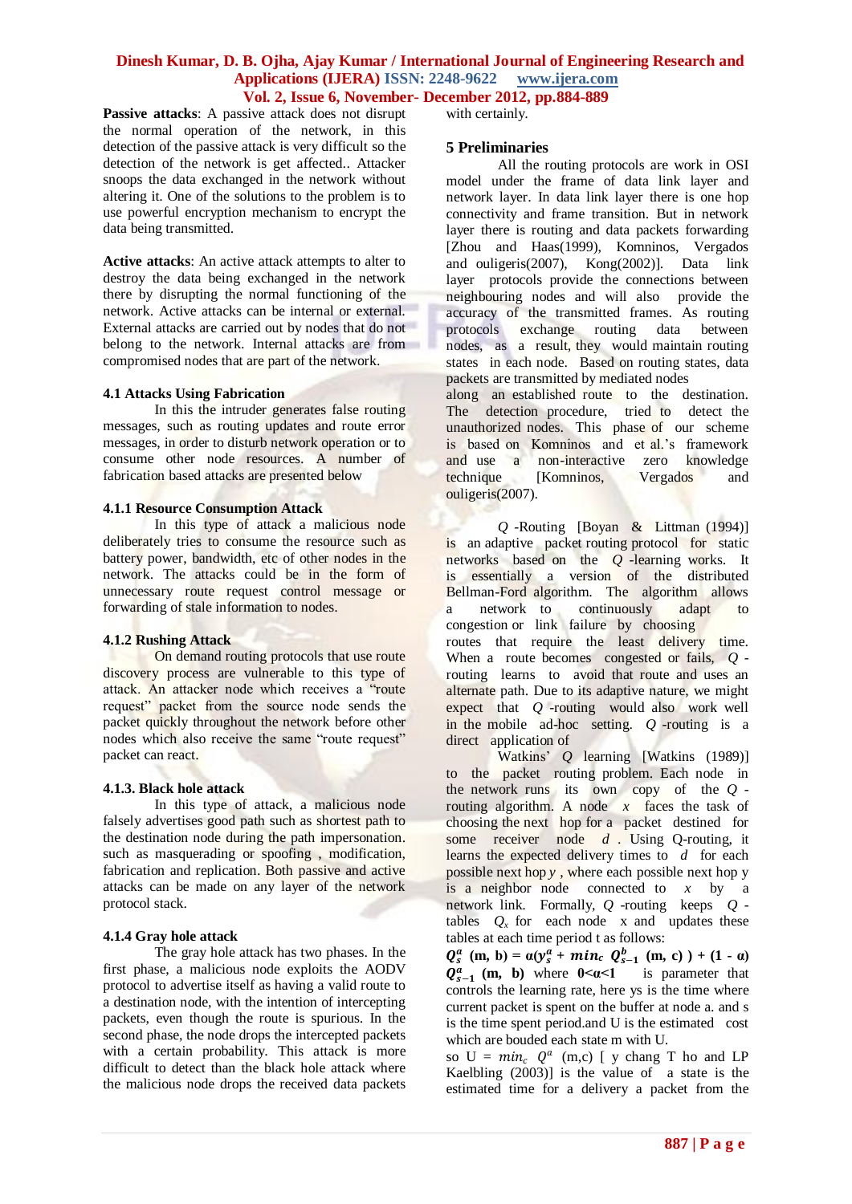**Passive attacks**: A passive attack does not disrupt the normal operation of the network, in this detection of the passive attack is very difficult so the detection of the network is get affected.. Attacker snoops the data exchanged in the network without altering it. One of the solutions to the problem is to use powerful encryption mechanism to encrypt the data being transmitted.

**Active attacks**: An active attack attempts to alter to destroy the data being exchanged in the network there by disrupting the normal functioning of the network. Active attacks can be internal or external. External attacks are carried out by nodes that do not belong to the network. Internal attacks are from compromised nodes that are part of the network.

### 4.1 Attacks Using Fabrication

In this the intruder generates false routing messages, such as routing updates and route error messages, in order to disturb network operation or to consume other node resources. A number of fabrication based attacks are presented below

#### 4.1.1 Resource Consumption Attack

In this type of attack a malicious node deliberately tries to consume the resource such as battery power, bandwidth, etc of other nodes in the network. The attacks could be in the form of unnecessary route request control message or forwarding of stale information to nodes.

#### 4.1.2 Rushing Attack

On demand routing protocols that use route discovery process are vulnerable to this type of attack. An attacker node which receives a "route request" packet from the source node sends the packet quickly throughout the network before other nodes which also receive the same "route request" packet can react.

#### 4.1.3. Black hole attack

In this type of attack, a malicious node falsely advertises good path such as shortest path to the destination node during the path impersonation. such as masquerading or spoofing , modification, fabrication and replication. Both passive and active attacks can be made on any layer of the network protocol stack.

#### 4.1.4 Gray hole attack

The gray hole attack has two phases. In the first phase, a malicious node exploits the AODV protocol to advertise itself as having a valid route to a destination node, with the intention of intercepting packets, even though the route is spurious. In the second phase, the node drops the intercepted packets with a certain probability. This attack is more difficult to detect than the black hole attack where the malicious node drops the received data packets with certainly.

## 5 Preliminaries

All the routing protocols are work in OSI model under the frame of data link layer and network layer. In data link layer there is one hop connectivity and frame transition. But in network layer there is routing and data packets forwarding [Zhou and Haas(1999), Komninos, Vergados and ouligeris(2007), Kong(2002)]. Data link layer protocols provide the connections between neighbouring nodes and will also provide the accuracy of the transmitted frames. As routing protocols exchange routing data between nodes, as a result, they would maintain routing states in each node. Based on routing states, data packets are transmitted by mediated nodes along an established route to the destination. The detection procedure, tried to detect the unauthorized nodes. This phase of our scheme is based on Komninos and et al.'s framework and use a non-interactive zero knowledge technique [Komninos, Vergados and ouligeris(2007).

$Q$ -Routing [Boyan & Littman (1994)] is an adaptive packet routing protocol for static networks based on the $Q$ -learning works. It is essentially a version of the distributed Bellman-Ford algorithm. The algorithm allows a network to continuously adapt to congestion or link failure by choosing routes that require the least delivery time. When a route becomes congested or fails, $Q$ -routing learns to avoid that route and uses an alternate path. Due to its adaptive nature, we might expect that $Q$ -routing would also work well in the mobile ad-hoc setting. $Q$ -routing is a direct application of

Watkins' $Q$ learning [Watkins (1989)] to the packet routing problem. Each node in the network runs its own copy of the $Q$ -routing algorithm. A node $x$ faces the task of choosing the next hop for a packet destined for some receiver node $d$ . Using Q-routing, it learns the expected delivery times to $d$ for each possible next hop $y$ , where each possible next hop y is a neighbor node connected to $x$ by a network link. Formally, $Q$ -routing keeps $Q$ -tables $Q_x$ for each node x and updates these tables at each time period t as follows:

$\boldsymbol{Q_s^a}$ **(m, b) = α($y_s^a$ + $min_c$ $Q_{s-1}^b$ (m, c) ) + (1 - α)** $\boldsymbol{Q_{s-1}^a}$ **(m, b)** where **0<α<1** is parameter that controls the learning rate, here ys is the time where current packet is spent on the buffer at node a. and s is the time spent period.and U is the estimated cost which are bouded each state m with U.

so U = $min_c$ $Q^a$ (m,c) [ y chang T ho and LP Kaelbling (2003)] is the value of a state is the estimated time for a delivery a packet from the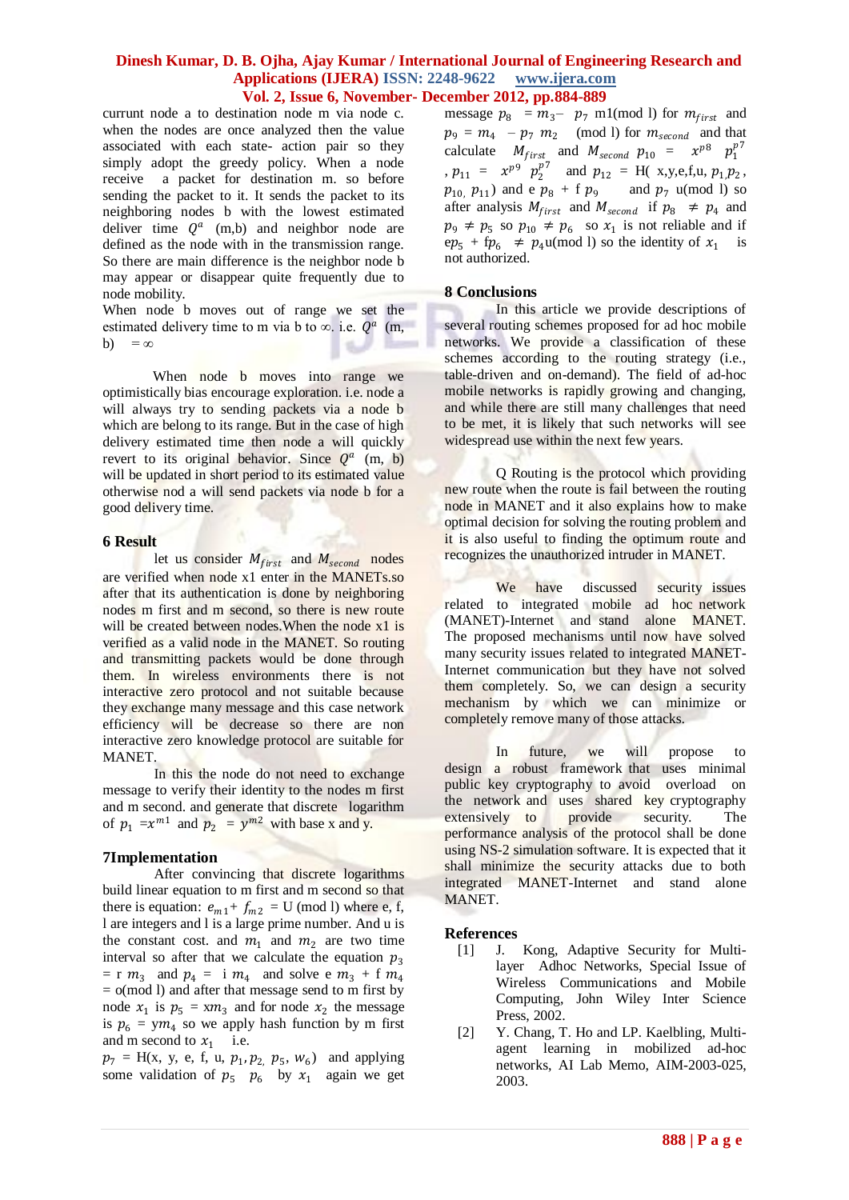currunt node a to destination node m via node c. when the nodes are once analyzed then the value associated with each state- action pair so they simply adopt the greedy policy. When a node receive a packet for destination m. so before sending the packet to it. It sends the packet to its neighboring nodes b with the lowest estimated deliver time $Q^a$ (m,b) and neighbor node are defined as the node with in the transmission range. So there are main difference is the neighbor node b may appear or disappear quite frequently due to node mobility.

When node b moves out of range we set the estimated delivery time to m via b to ∞. i.e. $Q^a$ (m, b) $= \infty$

When node b moves into range we optimistically bias encourage exploration. i.e. node a will always try to sending packets via a node b which are belong to its range. But in the case of high delivery estimated time then node a will quickly revert to its original behavior. Since $Q^a$ (m, b) will be updated in short period to its estimated value otherwise nod a will send packets via node b for a good delivery time.

## 6 Result

let us consider $M_{first}$ and $M_{second}$ nodes are verified when node x1 enter in the MANETs.so after that its authentication is done by neighboring nodes m first and m second, so there is new route will be created between nodes.When the node x1 is verified as a valid node in the MANET. So routing and transmitting packets would be done through them. In wireless environments there is not interactive zero protocol and not suitable because they exchange many message and this case network efficiency will be decrease so there are non interactive zero knowledge protocol are suitable for MANET.

In this the node do not need to exchange message to verify their identity to the nodes m first and m second. and generate that discrete logarithm of $p_1 = x^{m1}$ and $p_2 = y^{m2}$ with base x and y.

## 7Implementation

After convincing that discrete logarithms build linear equation to m first and m second so that there is equation: $e_{m1} + f_{m2}$ = U (mod l) where e, f, l are integers and l is a large prime number. And u is the constant cost. and $m_1$ and $m_2$ are two time interval so after that we calculate the equation $p_3$ = r $m_3$ and $p_4$ = i $m_4$ and solve e $m_3$ + f $m_4$ = o(mod l) and after that message send to m first by node $x_1$ is $p_5 = xm_3$ and for node $x_2$ the message is $p_6 = ym_4$ so we apply hash function by m first and m second to $x_1$ i.e.

$p_7$ = H(x, y, e, f, u, $p_1, p_2, p_5, w_6$) and applying some validation of $p_5$ $p_6$ by $x_1$ again we get message $p_8 = m_3 - p_7$ m1(mod l) for $m_{first}$ and $p_9 = m_4 - p_7\ m_2$ (mod l) for $m_{second}$ and that calculate $M_{first}$ and $M_{second}$ $p_{10} = x^{p8}\ p_1^{p7}$, $p_{11} = x^{p9}\ p_2^{p7}$ and $p_{12}$ = H( x,y,e,f,u, $p_1, p_2$, $p_{10}, p_{11}$) and e $p_8$ + f $p_9$ and $p_7$ u(mod l) so after analysis $M_{first}$ and $M_{second}$ if $p_8 \neq p_4$ and $p_9 \neq p_5$ so $p_{10} \neq p_6$ so $x_1$ is not reliable and if e$p_5$ + f$p_6$ $\neq p_4$u(mod l) so the identity of $x_1$ is not authorized.

## 8 Conclusions

In this article we provide descriptions of several routing schemes proposed for ad hoc mobile networks. We provide a classification of these schemes according to the routing strategy (i.e., table-driven and on-demand). The field of ad-hoc mobile networks is rapidly growing and changing, and while there are still many challenges that need to be met, it is likely that such networks will see widespread use within the next few years.

Q Routing is the protocol which providing new route when the route is fail between the routing node in MANET and it also explains how to make optimal decision for solving the routing problem and it is also useful to finding the optimum route and recognizes the unauthorized intruder in MANET.

We have discussed security issues related to integrated mobile ad hoc network (MANET)-Internet and stand alone MANET. The proposed mechanisms until now have solved many security issues related to integrated MANET-Internet communication but they have not solved them completely. So, we can design a security mechanism by which we can minimize or completely remove many of those attacks.

In future, we will propose to design a robust framework that uses minimal public key cryptography to avoid overload on the network and uses shared key cryptography extensively to provide security. The performance analysis of the protocol shall be done using NS-2 simulation software. It is expected that it shall minimize the security attacks due to both integrated MANET-Internet and stand alone MANET.

## References

[1] J. Kong, Adaptive Security for Multi-layer Adhoc Networks, Special Issue of Wireless Communications and Mobile Computing, John Wiley Inter Science Press, 2002.

[2] Y. Chang, T. Ho and LP. Kaelbling, Multi-agent learning in mobilized ad-hoc networks, AI Lab Memo, AIM-2003-025, 2003.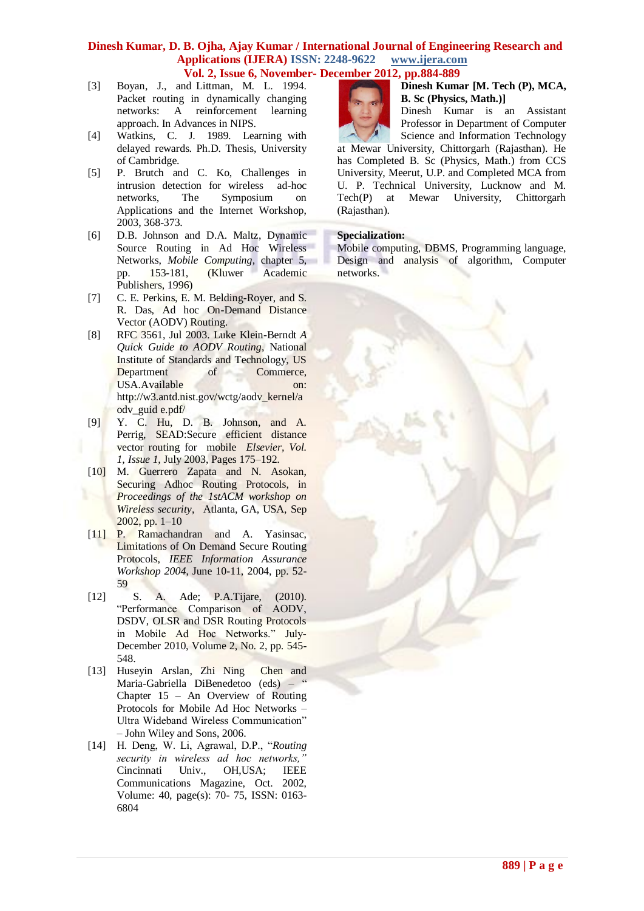[3] Boyan, J., and Littman, M. L. 1994. Packet routing in dynamically changing networks: A reinforcement learning approach. In Advances in NIPS.

[4] Watkins, C. J. 1989. Learning with delayed rewards. Ph.D. Thesis, University of Cambridge.

[5] P. Brutch and C. Ko, Challenges in intrusion detection for wireless ad-hoc networks, The Symposium on Applications and the Internet Workshop, 2003, 368-373.

[6] D.B. Johnson and D.A. Maltz, Dynamic Source Routing in Ad Hoc Wireless Networks, *Mobile Computing*, chapter 5, pp. 153-181, (Kluwer Academic Publishers, 1996)

[7] C. E. Perkins, E. M. Belding-Royer, and S. R. Das, Ad hoc On-Demand Distance Vector (AODV) Routing.

[8] RFC 3561, Jul 2003. Luke Klein-Berndt *A Quick Guide to AODV Routing*, National Institute of Standards and Technology, US Department of Commerce, USA.Available on: http://w3.antd.nist.gov/wctg/aodv_kernel/aodv_guid e.pdf/

[9] Y. C. Hu, D. B. Johnson, and A. Perrig, SEAD:Secure efficient distance vector routing for mobile *Elsevier, Vol. 1, Issue 1*, July 2003, Pages 175–192.

[10] M. Guerrero Zapata and N. Asokan, Securing Adhoc Routing Protocols, in *Proceedings of the 1stACM workshop on Wireless security*, Atlanta, GA, USA, Sep 2002, pp. 1–10

[11] P. Ramachandran and A. Yasinsac, Limitations of On Demand Secure Routing Protocols, *IEEE Information Assurance Workshop 2004*, June 10-11, 2004, pp. 52-59

[12] S. A. Ade; P.A.Tijare, (2010). "Performance Comparison of AODV, DSDV, OLSR and DSR Routing Protocols in Mobile Ad Hoc Networks." July-December 2010, Volume 2, No. 2, pp. 545-548.

[13] Huseyin Arslan, Zhi Ning Chen and Maria-Gabriella DiBenedetoo (eds) – " Chapter 15 – An Overview of Routing Protocols for Mobile Ad Hoc Networks – Ultra Wideband Wireless Communication" – John Wiley and Sons, 2006.

[14] H. Deng, W. Li, Agrawal, D.P., "*Routing security in wireless ad hoc networks,"* Cincinnati Univ., OH,USA; IEEE Communications Magazine, Oct. 2002, Volume: 40, page(s): 70- 75, ISSN: 0163-6804

**Dinesh Kumar [M. Tech (P), MCA, B. Sc (Physics, Math.)]**

Dinesh Kumar is an Assistant Professor in Department of Computer Science and Information Technology at Mewar University, Chittorgarh (Rajasthan). He has Completed B. Sc (Physics, Math.) from CCS University, Meerut, U.P. and Completed MCA from U. P. Technical University, Lucknow and M. Tech(P) at Mewar University, Chittorgarh (Rajasthan).

**Specialization:**

Mobile computing, DBMS, Programming language, Design and analysis of algorithm, Computer networks.